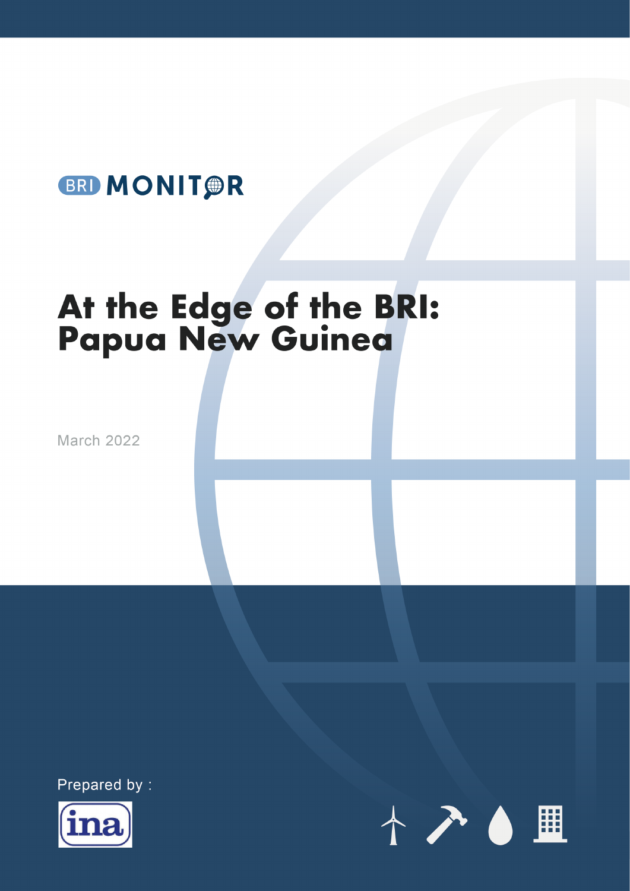BRI MONITOR

# At the Edge of the BRI: Papua New Guinea

March 2022

Prepared by :

ina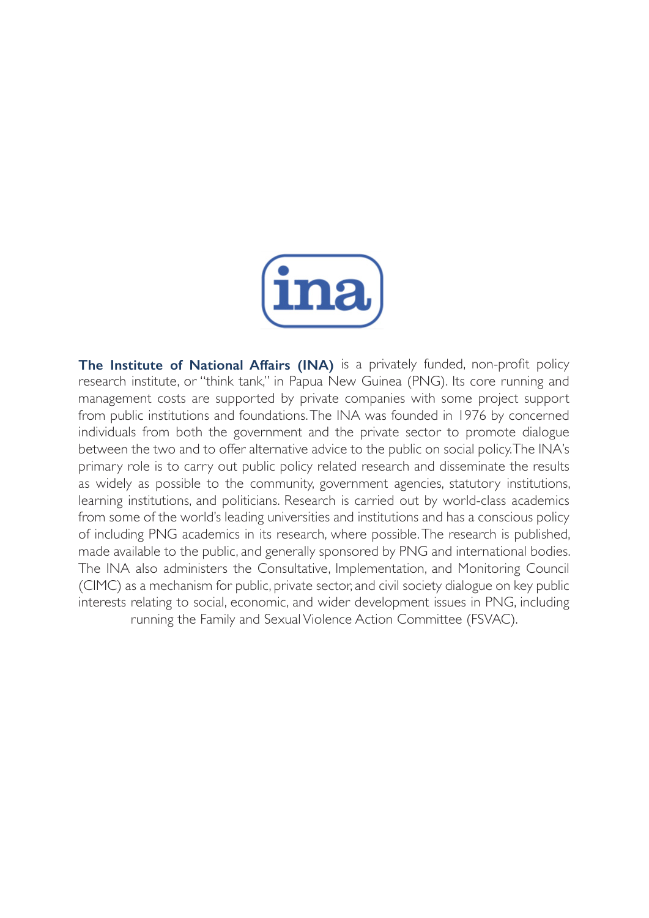**The Institute of National Affairs (INA)** is a privately funded, non-profit policy research institute, or "think tank," in Papua New Guinea (PNG). Its core running and management costs are supported by private companies with some project support from public institutions and foundations. The INA was founded in 1976 by concerned individuals from both the government and the private sector to promote dialogue between the two and to offer alternative advice to the public on social policy. The INA's primary role is to carry out public policy related research and disseminate the results as widely as possible to the community, government agencies, statutory institutions, learning institutions, and politicians. Research is carried out by world-class academics from some of the world's leading universities and institutions and has a conscious policy of including PNG academics in its research, where possible. The research is published, made available to the public, and generally sponsored by PNG and international bodies. The INA also administers the Consultative, Implementation, and Monitoring Council (CIMC) as a mechanism for public, private sector, and civil society dialogue on key public interests relating to social, economic, and wider development issues in PNG, including running the Family and Sexual Violence Action Committee (FSVAC).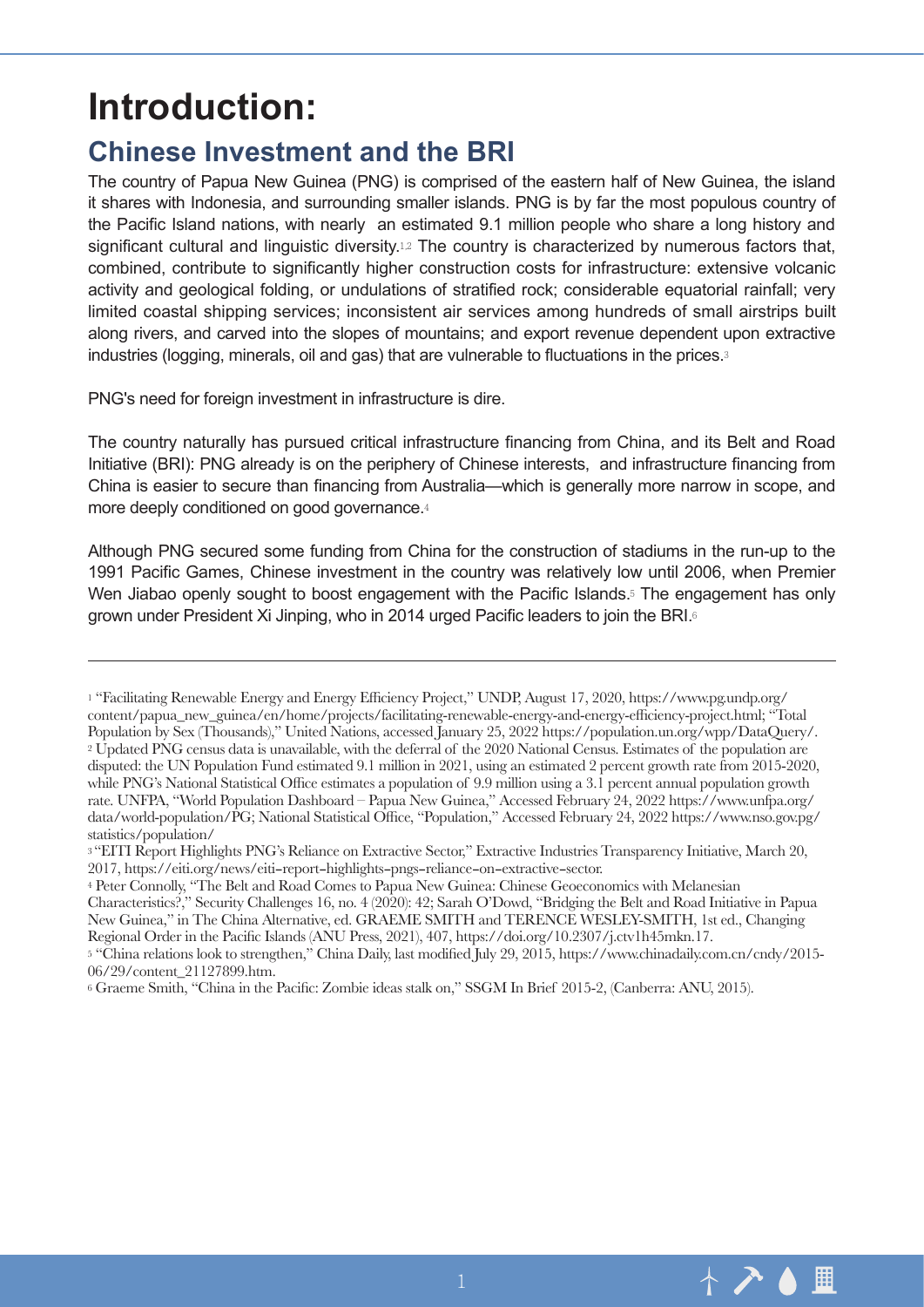# Introduction:

## Chinese Investment and the BRI

The country of Papua New Guinea (PNG) is comprised of the eastern half of New Guinea, the island it shares with Indonesia, and surrounding smaller islands. PNG is by far the most populous country of the Pacific Island nations, with nearly an estimated 9.1 million people who share a long history and significant cultural and linguistic diversity.[1,2] The country is characterized by numerous factors that, combined, contribute to significantly higher construction costs for infrastructure: extensive volcanic activity and geological folding, or undulations of stratified rock; considerable equatorial rainfall; very limited coastal shipping services; inconsistent air services among hundreds of small airstrips built along rivers, and carved into the slopes of mountains; and export revenue dependent upon extractive industries (logging, minerals, oil and gas) that are vulnerable to fluctuations in the prices.[3]

PNG's need for foreign investment in infrastructure is dire.

The country naturally has pursued critical infrastructure financing from China, and its Belt and Road Initiative (BRI): PNG already is on the periphery of Chinese interests, and infrastructure financing from China is easier to secure than financing from Australia—which is generally more narrow in scope, and more deeply conditioned on good governance.[4]

Although PNG secured some funding from China for the construction of stadiums in the run-up to the 1991 Pacific Games, Chinese investment in the country was relatively low until 2006, when Premier Wen Jiabao openly sought to boost engagement with the Pacific Islands.[5] The engagement has only grown under President Xi Jinping, who in 2014 urged Pacific leaders to join the BRI.[6]

---

[1] "Facilitating Renewable Energy and Energy Efficiency Project," UNDP, August 17, 2020, https://www.pg.undp.org/content/papua_new_guinea/en/home/projects/facilitating-renewable-energy-and-energy-efficiency-project.html; "Total Population by Sex (Thousands)," United Nations, accessed January 25, 2022 https://population.un.org/wpp/DataQuery/.

[2] Updated PNG census data is unavailable, with the deferral of the 2020 National Census. Estimates of the population are disputed: the UN Population Fund estimated 9.1 million in 2021, using an estimated 2 percent growth rate from 2015-2020, while PNG's National Statistical Office estimates a population of 9.9 million using a 3.1 percent annual population growth rate. UNFPA, "World Population Dashboard – Papua New Guinea," Accessed February 24, 2022 https://www.unfpa.org/data/world-population/PG; National Statistical Office, "Population," Accessed February 24, 2022 https://www.nso.gov.pg/statistics/population/

[3] "EITI Report Highlights PNG's Reliance on Extractive Sector," Extractive Industries Transparency Initiative, March 20, 2017, https://eiti.org/news/eiti-report-highlights-pngs-reliance-on-extractive-sector.

[4] Peter Connolly, "The Belt and Road Comes to Papua New Guinea: Chinese Geoeconomics with Melanesian Characteristics?," Security Challenges 16, no. 4 (2020): 42; Sarah O'Dowd, "Bridging the Belt and Road Initiative in Papua New Guinea," in The China Alternative, ed. GRAEME SMITH and TERENCE WESLEY-SMITH, 1st ed., Changing Regional Order in the Pacific Islands (ANU Press, 2021), 407, https://doi.org/10.2307/j.ctv1h45mkn.17.

[5] "China relations look to strengthen," China Daily, last modified July 29, 2015, https://www.chinadaily.com.cn/cndy/2015-06/29/content_21127899.htm.

[6] Graeme Smith, "China in the Pacific: Zombie ideas stalk on," SSGM In Brief 2015-2, (Canberra: ANU, 2015).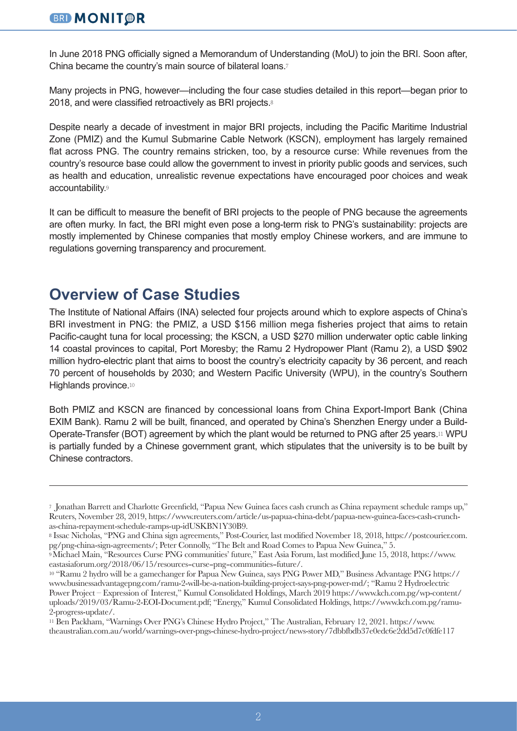In June 2018 PNG officially signed a Memorandum of Understanding (MoU) to join the BRI. Soon after, China became the country's main source of bilateral loans.[7]

Many projects in PNG, however—including the four case studies detailed in this report—began prior to 2018, and were classified retroactively as BRI projects.[8]

Despite nearly a decade of investment in major BRI projects, including the Pacific Maritime Industrial Zone (PMIZ) and the Kumul Submarine Cable Network (KSCN), employment has largely remained flat across PNG. The country remains stricken, too, by a resource curse: While revenues from the country's resource base could allow the government to invest in priority public goods and services, such as health and education, unrealistic revenue expectations have encouraged poor choices and weak accountability.[9]

It can be difficult to measure the benefit of BRI projects to the people of PNG because the agreements are often murky. In fact, the BRI might even pose a long-term risk to PNG's sustainability: projects are mostly implemented by Chinese companies that mostly employ Chinese workers, and are immune to regulations governing transparency and procurement.

## Overview of Case Studies

The Institute of National Affairs (INA) selected four projects around which to explore aspects of China's BRI investment in PNG: the PMIZ, a USD $156 million mega fisheries project that aims to retain Pacific-caught tuna for local processing; the KSCN, a USD $270 million underwater optic cable linking 14 coastal provinces to capital, Port Moresby; the Ramu 2 Hydropower Plant (Ramu 2), a USD $902 million hydro-electric plant that aims to boost the country's electricity capacity by 36 percent, and reach 70 percent of households by 2030; and Western Pacific University (WPU), in the country's Southern Highlands province.[10]

Both PMIZ and KSCN are financed by concessional loans from China Export-Import Bank (China EXIM Bank). Ramu 2 will be built, financed, and operated by China's Shenzhen Energy under a Build-Operate-Transfer (BOT) agreement by which the plant would be returned to PNG after 25 years.[11] WPU is partially funded by a Chinese government grant, which stipulates that the university is to be built by Chinese contractors.

---

[7] Jonathan Barrett and Charlotte Greenfield, "Papua New Guinea faces cash crunch as China repayment schedule ramps up," Reuters, November 28, 2019, https://www.reuters.com/article/us-papua-china-debt/papua-new-guinea-faces-cash-crunch-as-china-repayment-schedule-ramps-up-idUSKBN1Y30B9.

[8] Issac Nicholas, "PNG and China sign agreements," Post-Courier, last modified November 18, 2018, https://postcourier.com.pg/png-china-sign-agreements/; Peter Connolly, "The Belt and Road Comes to Papua New Guinea," 5.

[9] Michael Main, "Resources Curse PNG communities' future," East Asia Forum, last modified June 15, 2018, https://www.eastasiaforum.org/2018/06/15/resources–curse–png–communities–future/.

[10] "Ramu 2 hydro will be a gamechanger for Papua New Guinea, says PNG Power MD," Business Advantage PNG https://www.businessadvantagepng.com/ramu-2-will-be-a-nation-building-project-says-png-power-md/; "Ramu 2 Hydroelectric Power Project – Expression of Interest," Kumul Consolidated Holdings, March 2019 https://www.kch.com.pg/wp-content/uploads/2019/03/Ramu-2-EOI-Document.pdf; "Energy," Kumul Consolidated Holdings, https://www.kch.com.pg/ramu-2-progress-update/.

[11] Ben Packham, "Warnings Over PNG's Chinese Hydro Project," The Australian, February 12, 2021. https://www.theaustralian.com.au/world/warnings-over-pngs-chinese-hydro-project/news-story/7dbbfbdb37e0edc6e2dd5d7c0fdfe117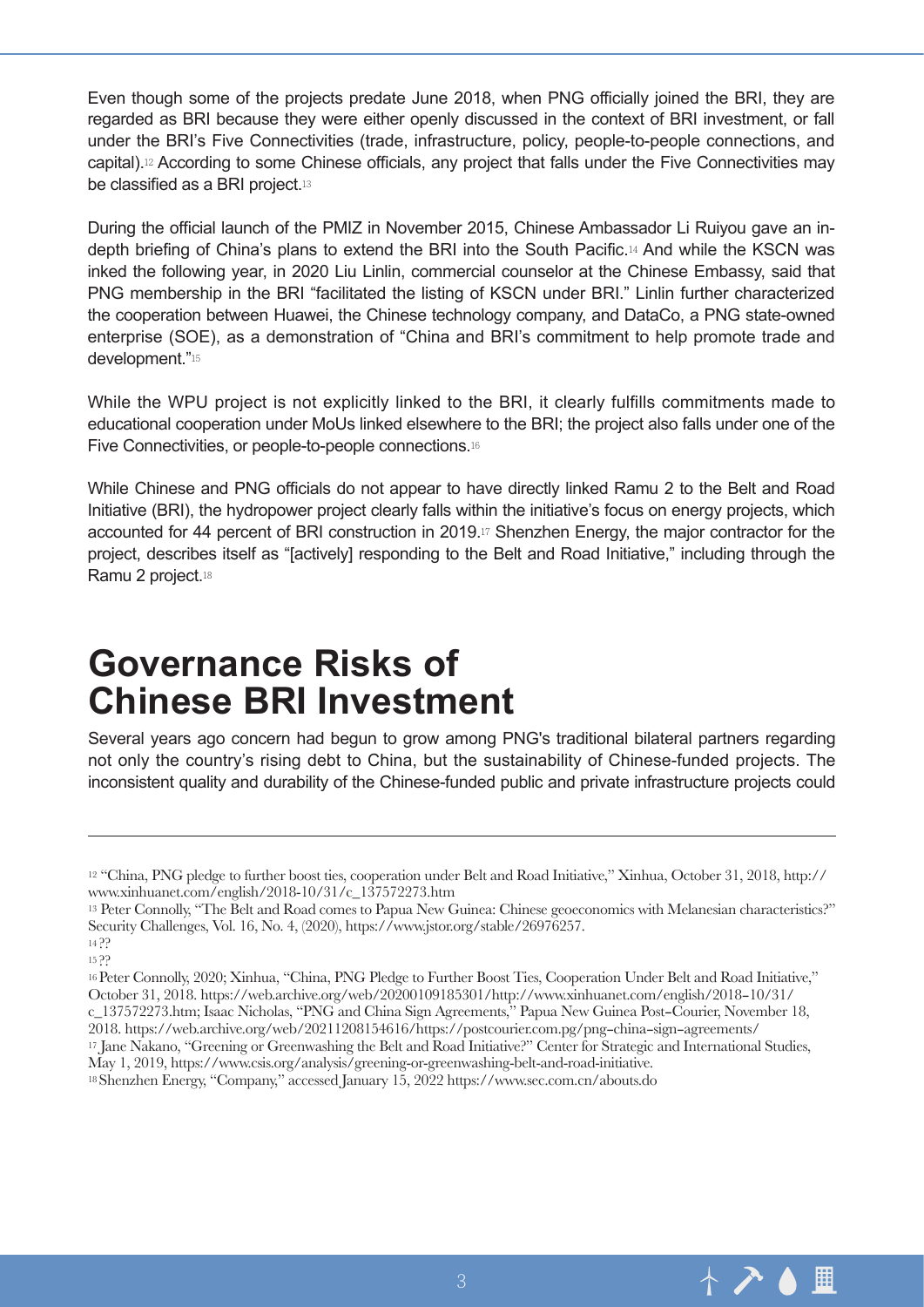Even though some of the projects predate June 2018, when PNG officially joined the BRI, they are regarded as BRI because they were either openly discussed in the context of BRI investment, or fall under the BRI's Five Connectivities (trade, infrastructure, policy, people-to-people connections, and capital).[12] According to some Chinese officials, any project that falls under the Five Connectivities may be classified as a BRI project.[13]

During the official launch of the PMIZ in November 2015, Chinese Ambassador Li Ruiyou gave an in-depth briefing of China's plans to extend the BRI into the South Pacific.[14] And while the KSCN was inked the following year, in 2020 Liu Linlin, commercial counselor at the Chinese Embassy, said that PNG membership in the BRI "facilitated the listing of KSCN under BRI." Linlin further characterized the cooperation between Huawei, the Chinese technology company, and DataCo, a PNG state-owned enterprise (SOE), as a demonstration of "China and BRI's commitment to help promote trade and development."[15]

While the WPU project is not explicitly linked to the BRI, it clearly fulfills commitments made to educational cooperation under MoUs linked elsewhere to the BRI; the project also falls under one of the Five Connectivities, or people-to-people connections.[16]

While Chinese and PNG officials do not appear to have directly linked Ramu 2 to the Belt and Road Initiative (BRI), the hydropower project clearly falls within the initiative's focus on energy projects, which accounted for 44 percent of BRI construction in 2019.[17] Shenzhen Energy, the major contractor for the project, describes itself as "[actively] responding to the Belt and Road Initiative," including through the Ramu 2 project.[18]

# Governance Risks of Chinese BRI Investment

Several years ago concern had begun to grow among PNG's traditional bilateral partners regarding not only the country's rising debt to China, but the sustainability of Chinese-funded projects. The inconsistent quality and durability of the Chinese-funded public and private infrastructure projects could

---

[12] "China, PNG pledge to further boost ties, cooperation under Belt and Road Initiative," Xinhua, October 31, 2018, http://www.xinhuanet.com/english/2018-10/31/c_137572273.htm

[13] Peter Connolly, "The Belt and Road comes to Papua New Guinea: Chinese geoeconomics with Melanesian characteristics?" Security Challenges, Vol. 16, No. 4, (2020), https://www.jstor.org/stable/26976257.

[14] ??

[15] ??

[16] Peter Connolly, 2020; Xinhua, "China, PNG Pledge to Further Boost Ties, Cooperation Under Belt and Road Initiative," October 31, 2018. https://web.archive.org/web/20200109185301/http://www.xinhuanet.com/english/2018-10/31/c_137572273.htm; Isaac Nicholas, "PNG and China Sign Agreements," Papua New Guinea Post-Courier, November 18, 2018. https://web.archive.org/web/20211208154616/https://postcourier.com.pg/png-china-sign-agreements/

[17] Jane Nakano, "Greening or Greenwashing the Belt and Road Initiative?" Center for Strategic and International Studies, May 1, 2019, https://www.csis.org/analysis/greening-or-greenwashing-belt-and-road-initiative.

[18] Shenzhen Energy, "Company," accessed January 15, 2022 https://www.sec.com.cn/abouts.do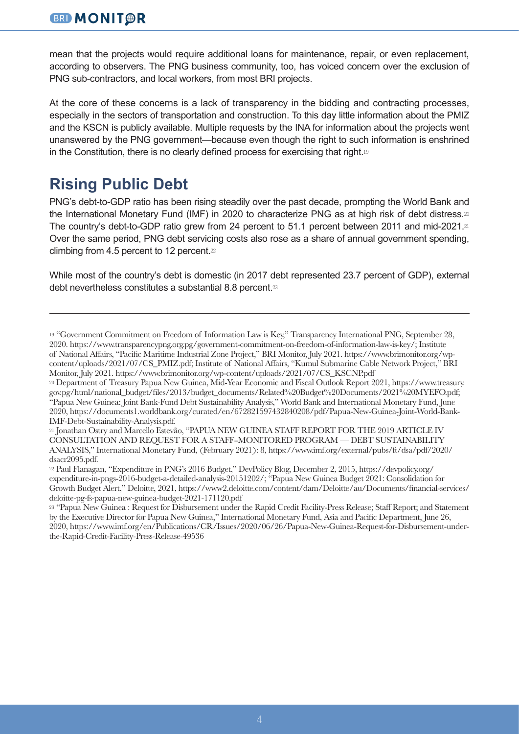mean that the projects would require additional loans for maintenance, repair, or even replacement, according to observers. The PNG business community, too, has voiced concern over the exclusion of PNG sub-contractors, and local workers, from most BRI projects.

At the core of these concerns is a lack of transparency in the bidding and contracting processes, especially in the sectors of transportation and construction. To this day little information about the PMIZ and the KSCN is publicly available. Multiple requests by the INA for information about the projects went unanswered by the PNG government—because even though the right to such information is enshrined in the Constitution, there is no clearly defined process for exercising that right.[19]

## Rising Public Debt

PNG's debt-to-GDP ratio has been rising steadily over the past decade, prompting the World Bank and the International Monetary Fund (IMF) in 2020 to characterize PNG as at high risk of debt distress.[20] The country's debt-to-GDP ratio grew from 24 percent to 51.1 percent between 2011 and mid-2021.[21] Over the same period, PNG debt servicing costs also rose as a share of annual government spending, climbing from 4.5 percent to 12 percent.[22]

While most of the country's debt is domestic (in 2017 debt represented 23.7 percent of GDP), external debt nevertheless constitutes a substantial 8.8 percent.[23]

---

[19] "Government Commitment on Freedom of Information Law is Key," Transparency International PNG, September 28, 2020. https://www.transparencypng.org.pg/government-commitment-on-freedom-of-information-law-is-key/; Institute of National Affairs, "Pacific Maritime Industrial Zone Project," BRI Monitor, July 2021. https://www.brimonitor.org/wp-content/uploads/2021/07/CS_PMIZ.pdf; Institute of National Affairs, "Kumul Submarine Cable Network Project," BRI Monitor, July 2021. https://www.brimonitor.org/wp-content/uploads/2021/07/CS_KSCNP.pdf

[20] Department of Treasury Papua New Guinea, Mid-Year Economic and Fiscal Outlook Report 2021, https://www.treasury.gov.pg/html/national_budget/files/2013/budget_documents/Related%20Budget%20Documents/2021%20MYEFO.pdf; "Papua New Guinea: Joint Bank-Fund Debt Sustainability Analysis," World Bank and International Monetary Fund, June 2020, https://documents1.worldbank.org/curated/en/672821597432840208/pdf/Papua-New-Guinea-Joint-World-Bank-IMF-Debt-Sustainability-Analysis.pdf.

[21] Jonathan Ostry and Marcello Estevão, "PAPUA NEW GUINEA STAFF REPORT FOR THE 2019 ARTICLE IV CONSULTATION AND REQUEST FOR A STAFF-MONITORED PROGRAM — DEBT SUSTAINABILITY ANALYSIS," International Monetary Fund, (February 2021): 8, https://www.imf.org/external/pubs/ft/dsa/pdf/2020/dsacr2095.pdf.

[22] Paul Flanagan, "Expenditure in PNG's 2016 Budget," DevPolicy Blog, December 2, 2015, https://devpolicy.org/expenditure-in-pngs-2016-budget-a-detailed-analysis-20151202/; "Papua New Guinea Budget 2021: Consolidation for Growth Budget Alert," Deloitte, 2021, https://www2.deloitte.com/content/dam/Deloitte/au/Documents/financial-services/deloitte-pg-fs-papua-new-guinea-budget-2021-171120.pdf

[23] "Papua New Guinea : Request for Disbursement under the Rapid Credit Facility-Press Release; Staff Report; and Statement by the Executive Director for Papua New Guinea," International Monetary Fund, Asia and Pacific Department, June 26, 2020, https://www.imf.org/en/Publications/CR/Issues/2020/06/26/Papua-New-Guinea-Request-for-Disbursement-under-the-Rapid-Credit-Facility-Press-Release-49536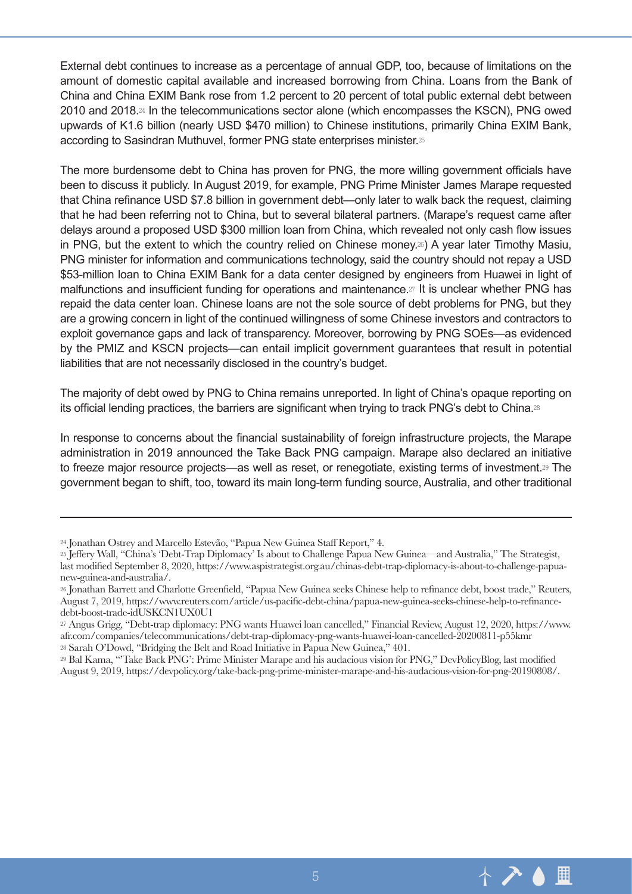External debt continues to increase as a percentage of annual GDP, too, because of limitations on the amount of domestic capital available and increased borrowing from China. Loans from the Bank of China and China EXIM Bank rose from 1.2 percent to 20 percent of total public external debt between 2010 and 2018.[24] In the telecommunications sector alone (which encompasses the KSCN), PNG owed upwards of K1.6 billion (nearly USD $470 million) to Chinese institutions, primarily China EXIM Bank, according to Sasindran Muthuvel, former PNG state enterprises minister.[25]

The more burdensome debt to China has proven for PNG, the more willing government officials have been to discuss it publicly. In August 2019, for example, PNG Prime Minister James Marape requested that China refinance USD $7.8 billion in government debt—only later to walk back the request, claiming that he had been referring not to China, but to several bilateral partners. (Marape's request came after delays around a proposed USD $300 million loan from China, which revealed not only cash flow issues in PNG, but the extent to which the country relied on Chinese money.[26]) A year later Timothy Masiu, PNG minister for information and communications technology, said the country should not repay a USD $53-million loan to China EXIM Bank for a data center designed by engineers from Huawei in light of malfunctions and insufficient funding for operations and maintenance.[27] It is unclear whether PNG has repaid the data center loan. Chinese loans are not the sole source of debt problems for PNG, but they are a growing concern in light of the continued willingness of some Chinese investors and contractors to exploit governance gaps and lack of transparency. Moreover, borrowing by PNG SOEs—as evidenced by the PMIZ and KSCN projects—can entail implicit government guarantees that result in potential liabilities that are not necessarily disclosed in the country's budget.

The majority of debt owed by PNG to China remains unreported. In light of China's opaque reporting on its official lending practices, the barriers are significant when trying to track PNG's debt to China.[28]

In response to concerns about the financial sustainability of foreign infrastructure projects, the Marape administration in 2019 announced the Take Back PNG campaign. Marape also declared an initiative to freeze major resource projects—as well as reset, or renegotiate, existing terms of investment.[29] The government began to shift, too, toward its main long-term funding source, Australia, and other traditional

---

[24] Jonathan Ostrey and Marcello Estevão, "Papua New Guinea Staff Report," 4.

[25] Jeffery Wall, "China's 'Debt-Trap Diplomacy' Is about to Challenge Papua New Guinea—and Australia," The Strategist, last modified September 8, 2020, https://www.aspistrategist.org.au/chinas-debt-trap-diplomacy-is-about-to-challenge-papua-new-guinea-and-australia/.

[26] Jonathan Barrett and Charlotte Greenfield, "Papua New Guinea seeks Chinese help to refinance debt, boost trade," Reuters, August 7, 2019, https://www.reuters.com/article/us-pacific-debt-china/papua-new-guinea-seeks-chinese-help-to-refinance-debt-boost-trade-idUSKCN1UX0U1

[27] Angus Grigg, "Debt-trap diplomacy: PNG wants Huawei loan cancelled," Financial Review, August 12, 2020, https://www.afr.com/companies/telecommunications/debt-trap-diplomacy-png-wants-huawei-loan-cancelled-20200811-p55kmr

[28] Sarah O'Dowd, "Bridging the Belt and Road Initiative in Papua New Guinea," 401.

[29] Bal Kama, "'Take Back PNG': Prime Minister Marape and his audacious vision for PNG," DevPolicyBlog, last modified August 9, 2019, https://devpolicy.org/take-back-png-prime-minister-marape-and-his-audacious-vision-for-png-20190808/.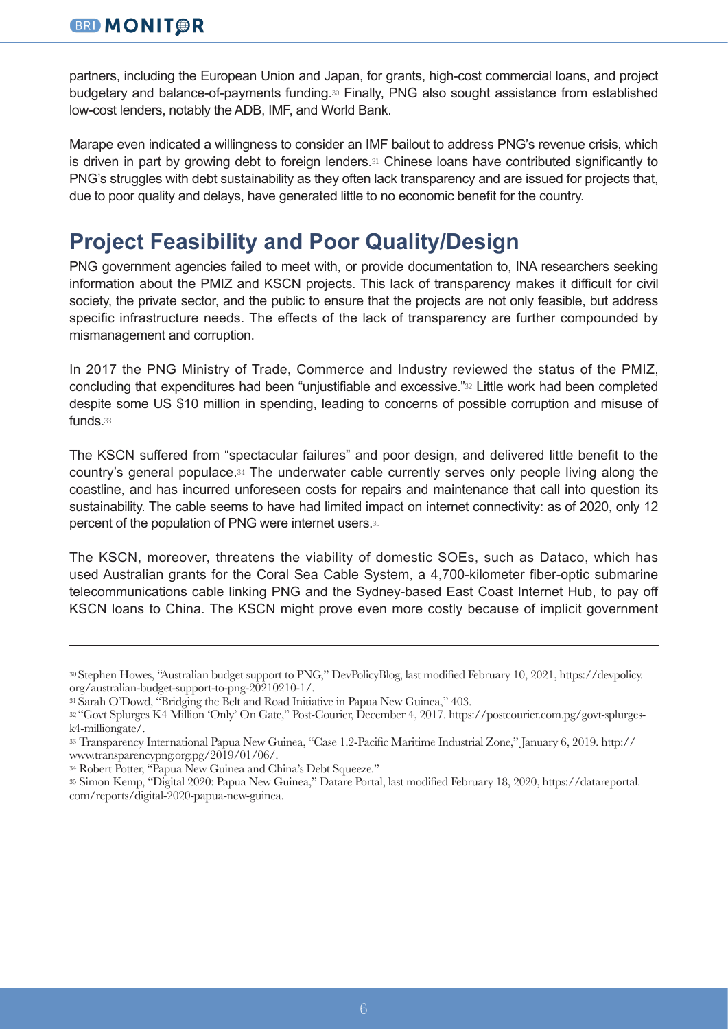partners, including the European Union and Japan, for grants, high-cost commercial loans, and project budgetary and balance-of-payments funding.[30] Finally, PNG also sought assistance from established low-cost lenders, notably the ADB, IMF, and World Bank.

Marape even indicated a willingness to consider an IMF bailout to address PNG's revenue crisis, which is driven in part by growing debt to foreign lenders.[31] Chinese loans have contributed significantly to PNG's struggles with debt sustainability as they often lack transparency and are issued for projects that, due to poor quality and delays, have generated little to no economic benefit for the country.

## Project Feasibility and Poor Quality/Design

PNG government agencies failed to meet with, or provide documentation to, INA researchers seeking information about the PMIZ and KSCN projects. This lack of transparency makes it difficult for civil society, the private sector, and the public to ensure that the projects are not only feasible, but address specific infrastructure needs. The effects of the lack of transparency are further compounded by mismanagement and corruption.

In 2017 the PNG Ministry of Trade, Commerce and Industry reviewed the status of the PMIZ, concluding that expenditures had been "unjustifiable and excessive."[32] Little work had been completed despite some US $10 million in spending, leading to concerns of possible corruption and misuse of funds.[33]

The KSCN suffered from "spectacular failures" and poor design, and delivered little benefit to the country's general populace.[34] The underwater cable currently serves only people living along the coastline, and has incurred unforeseen costs for repairs and maintenance that call into question its sustainability. The cable seems to have had limited impact on internet connectivity: as of 2020, only 12 percent of the population of PNG were internet users.[35]

The KSCN, moreover, threatens the viability of domestic SOEs, such as Dataco, which has used Australian grants for the Coral Sea Cable System, a 4,700-kilometer fiber-optic submarine telecommunications cable linking PNG and the Sydney-based East Coast Internet Hub, to pay off KSCN loans to China. The KSCN might prove even more costly because of implicit government

---

[30] Stephen Howes, "Australian budget support to PNG," DevPolicyBlog, last modified February 10, 2021, https://devpolicy.org/australian-budget-support-to-png-20210210-1/.

[31] Sarah O'Dowd, "Bridging the Belt and Road Initiative in Papua New Guinea," 403.

[32] "Govt Splurges K4 Million 'Only' On Gate," Post-Courier, December 4, 2017. https://postcourier.com.pg/govt-splurges-k4-milliongate/.

[33] Transparency International Papua New Guinea, "Case 1.2-Pacific Maritime Industrial Zone," January 6, 2019. http://www.transparencypng.org.pg/2019/01/06/.

[34] Robert Potter, "Papua New Guinea and China's Debt Squeeze."

[35] Simon Kemp, "Digital 2020: Papua New Guinea," Datare Portal, last modified February 18, 2020, https://datareportal.com/reports/digital-2020-papua-new-guinea.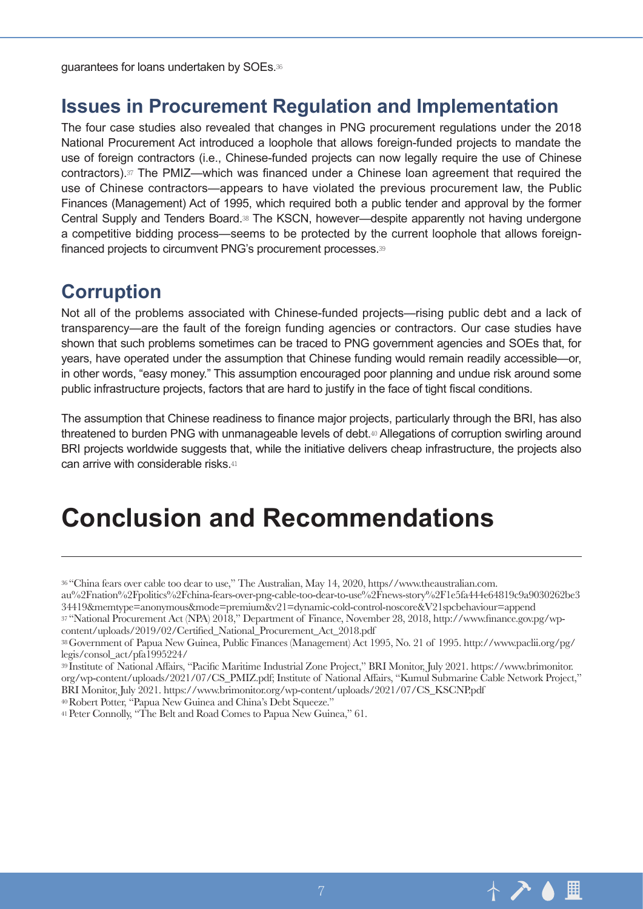guarantees for loans undertaken by SOEs.[36]

## Issues in Procurement Regulation and Implementation

The four case studies also revealed that changes in PNG procurement regulations under the 2018 National Procurement Act introduced a loophole that allows foreign-funded projects to mandate the use of foreign contractors (i.e., Chinese-funded projects can now legally require the use of Chinese contractors).[37] The PMIZ—which was financed under a Chinese loan agreement that required the use of Chinese contractors—appears to have violated the previous procurement law, the Public Finances (Management) Act of 1995, which required both a public tender and approval by the former Central Supply and Tenders Board.[38] The KSCN, however—despite apparently not having undergone a competitive bidding process—seems to be protected by the current loophole that allows foreign-financed projects to circumvent PNG's procurement processes.[39]

## Corruption

Not all of the problems associated with Chinese-funded projects—rising public debt and a lack of transparency—are the fault of the foreign funding agencies or contractors. Our case studies have shown that such problems sometimes can be traced to PNG government agencies and SOEs that, for years, have operated under the assumption that Chinese funding would remain readily accessible—or, in other words, "easy money." This assumption encouraged poor planning and undue risk around some public infrastructure projects, factors that are hard to justify in the face of tight fiscal conditions.

The assumption that Chinese readiness to finance major projects, particularly through the BRI, has also threatened to burden PNG with unmanageable levels of debt.[40] Allegations of corruption swirling around BRI projects worldwide suggests that, while the initiative delivers cheap infrastructure, the projects also can arrive with considerable risks.[41]

# Conclusion and Recommendations

---

[36] "China fears over cable too dear to use," The Australian, May 14, 2020, https//www.theaustralian.com.au%2Fnation%2Fpolitics%2Fchina-fears-over-png-cable-too-dear-to-use%2Fnews-story%2F1e5fa444e64819c9a9030262be334419&memtype=anonymous&mode=premium&v21=dynamic-cold-control-noscore&V21spcbehaviour=append

[37] "National Procurement Act (NPA) 2018," Department of Finance, November 28, 2018, http://www.finance.gov.pg/wp-content/uploads/2019/02/Certified_National_Procurement_Act_2018.pdf

[38] Government of Papua New Guinea, Public Finances (Management) Act 1995, No. 21 of 1995. http://www.paclii.org/pg/legis/consol_act/pfa1995224/

[39] Institute of National Affairs, "Pacific Maritime Industrial Zone Project," BRI Monitor, July 2021. https://www.brimonitor.org/wp-content/uploads/2021/07/CS_PMIZ.pdf; Institute of National Affairs, "Kumul Submarine Cable Network Project," BRI Monitor, July 2021. https://www.brimonitor.org/wp-content/uploads/2021/07/CS_KSCNP.pdf

[40] Robert Potter, "Papua New Guinea and China's Debt Squeeze."

[41] Peter Connolly, "The Belt and Road Comes to Papua New Guinea," 61.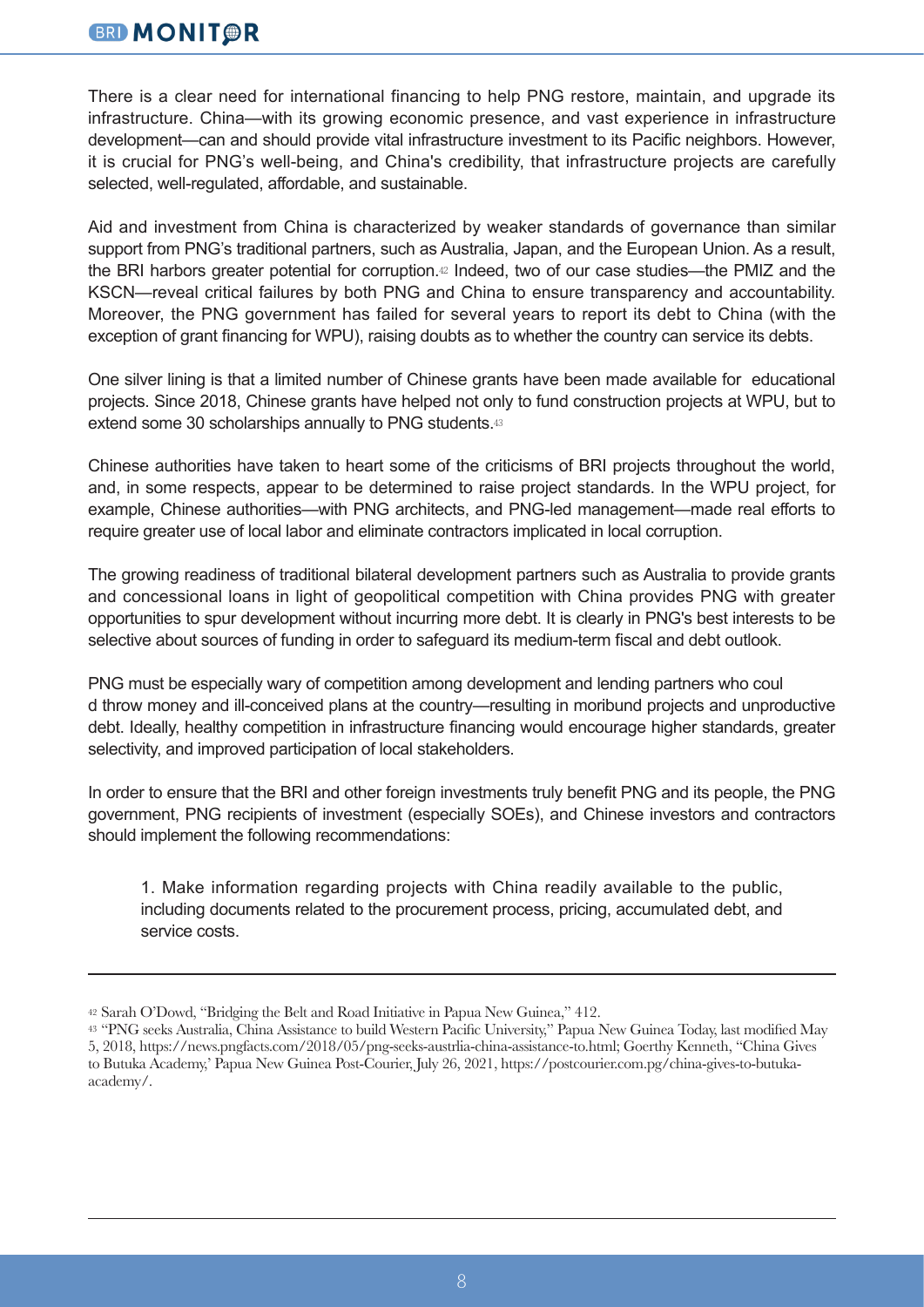There is a clear need for international financing to help PNG restore, maintain, and upgrade its infrastructure. China—with its growing economic presence, and vast experience in infrastructure development—can and should provide vital infrastructure investment to its Pacific neighbors. However, it is crucial for PNG's well-being, and China's credibility, that infrastructure projects are carefully selected, well-regulated, affordable, and sustainable.

Aid and investment from China is characterized by weaker standards of governance than similar support from PNG's traditional partners, such as Australia, Japan, and the European Union. As a result, the BRI harbors greater potential for corruption.[42] Indeed, two of our case studies—the PMIZ and the KSCN—reveal critical failures by both PNG and China to ensure transparency and accountability. Moreover, the PNG government has failed for several years to report its debt to China (with the exception of grant financing for WPU), raising doubts as to whether the country can service its debts.

One silver lining is that a limited number of Chinese grants have been made available for educational projects. Since 2018, Chinese grants have helped not only to fund construction projects at WPU, but to extend some 30 scholarships annually to PNG students.[43]

Chinese authorities have taken to heart some of the criticisms of BRI projects throughout the world, and, in some respects, appear to be determined to raise project standards. In the WPU project, for example, Chinese authorities—with PNG architects, and PNG-led management—made real efforts to require greater use of local labor and eliminate contractors implicated in local corruption.

The growing readiness of traditional bilateral development partners such as Australia to provide grants and concessional loans in light of geopolitical competition with China provides PNG with greater opportunities to spur development without incurring more debt. It is clearly in PNG's best interests to be selective about sources of funding in order to safeguard its medium-term fiscal and debt outlook.

PNG must be especially wary of competition among development and lending partners who could throw money and ill-conceived plans at the country—resulting in moribund projects and unproductive debt. Ideally, healthy competition in infrastructure financing would encourage higher standards, greater selectivity, and improved participation of local stakeholders.

In order to ensure that the BRI and other foreign investments truly benefit PNG and its people, the PNG government, PNG recipients of investment (especially SOEs), and Chinese investors and contractors should implement the following recommendations:

1. Make information regarding projects with China readily available to the public, including documents related to the procurement process, pricing, accumulated debt, and service costs.

---

[42] Sarah O'Dowd, "Bridging the Belt and Road Initiative in Papua New Guinea," 412.

[43] "PNG seeks Australia, China Assistance to build Western Pacific University," Papua New Guinea Today, last modified May 5, 2018, https://news.pngfacts.com/2018/05/png-seeks-austrlia-china-assistance-to.html; Goerthy Kenneth, "China Gives to Butuka Academy,' Papua New Guinea Post-Courier, July 26, 2021, https://postcourier.com.pg/china-gives-to-butuka-academy/.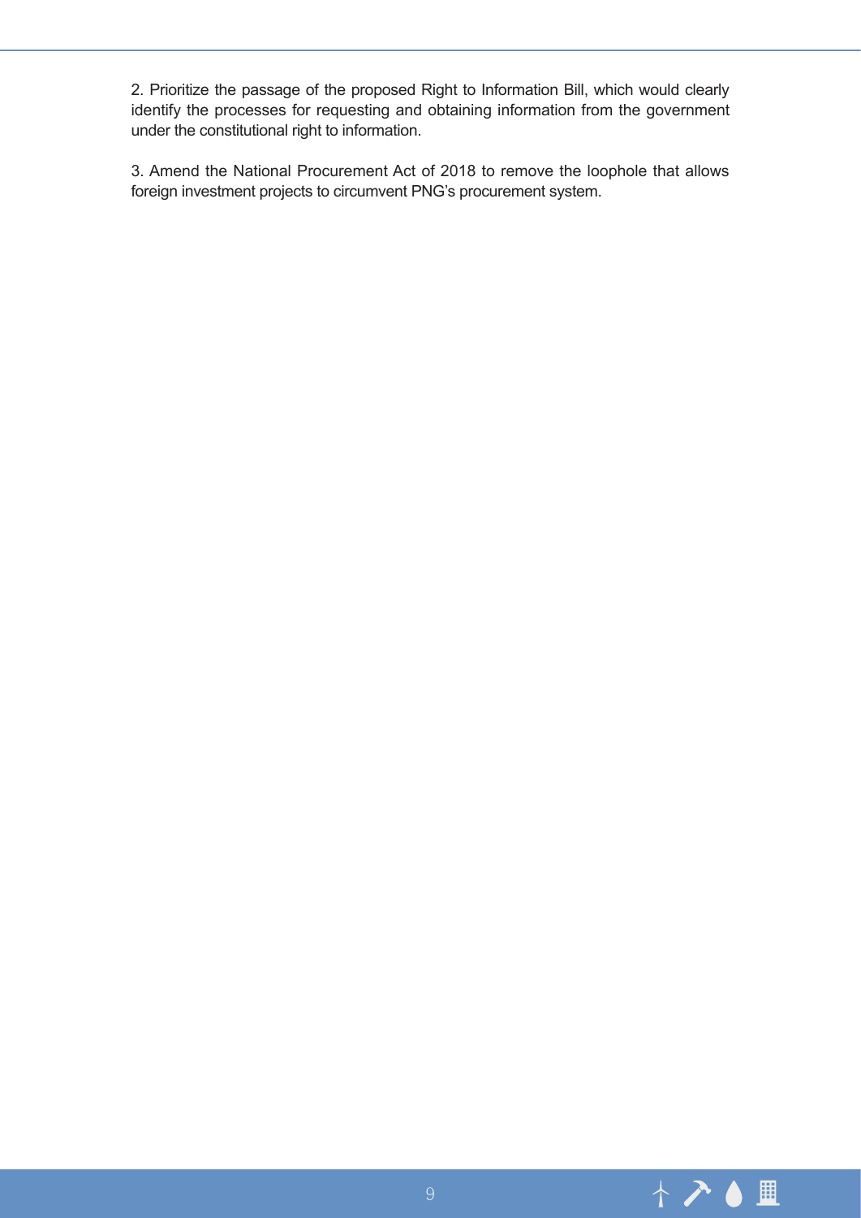2. Prioritize the passage of the proposed Right to Information Bill, which would clearly identify the processes for requesting and obtaining information from the government under the constitutional right to information.

3. Amend the National Procurement Act of 2018 to remove the loophole that allows foreign investment projects to circumvent PNG's procurement system.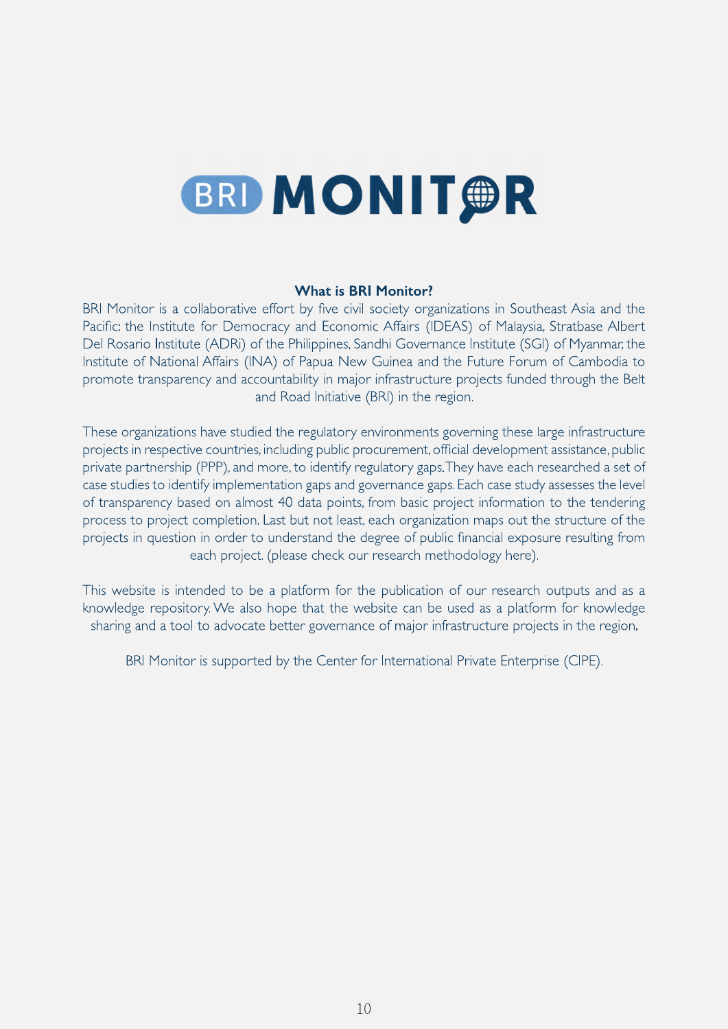# BRI MONITOR

## What is BRI Monitor?

BRI Monitor is a collaborative effort by five civil society organizations in Southeast Asia and the Pacific: the Institute for Democracy and Economic Affairs (IDEAS) of Malaysia, Stratbase Albert Del Rosario Institute (ADRi) of the Philippines, Sandhi Governance Institute (SGI) of Myanmar, the Institute of National Affairs (INA) of Papua New Guinea and the Future Forum of Cambodia to promote transparency and accountability in major infrastructure projects funded through the Belt and Road Initiative (BRI) in the region.

These organizations have studied the regulatory environments governing these large infrastructure projects in respective countries, including public procurement, official development assistance, public private partnership (PPP), and more, to identify regulatory gaps. They have each researched a set of case studies to identify implementation gaps and governance gaps. Each case study assesses the level of transparency based on almost 40 data points, from basic project information to the tendering process to project completion. Last but not least, each organization maps out the structure of the projects in question in order to understand the degree of public financial exposure resulting from each project. (please check our research methodology here).

This website is intended to be a platform for the publication of our research outputs and as a knowledge repository. We also hope that the website can be used as a platform for knowledge sharing and a tool to advocate better governance of major infrastructure projects in the region.

BRI Monitor is supported by the Center for International Private Enterprise (CIPE).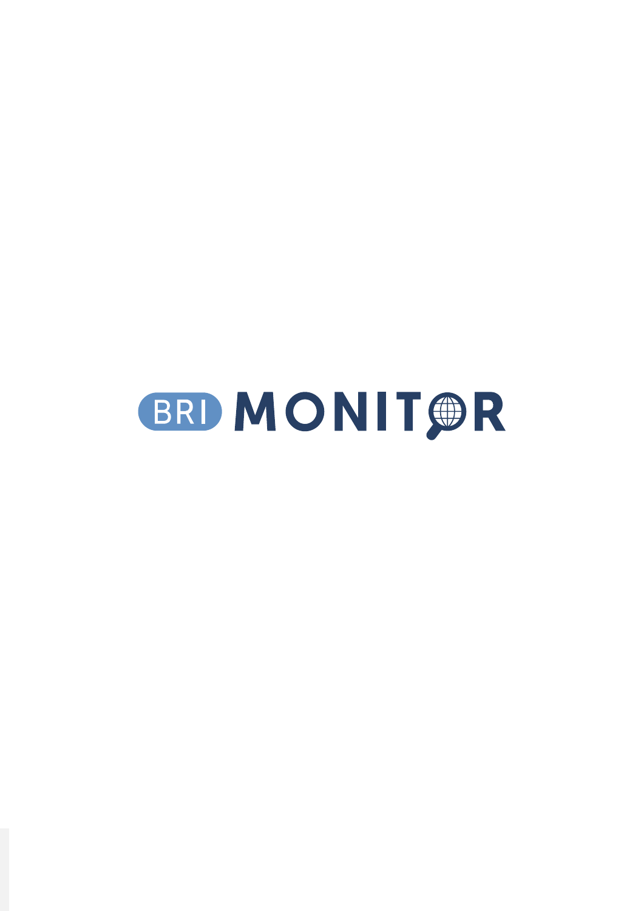BRI MONITOR